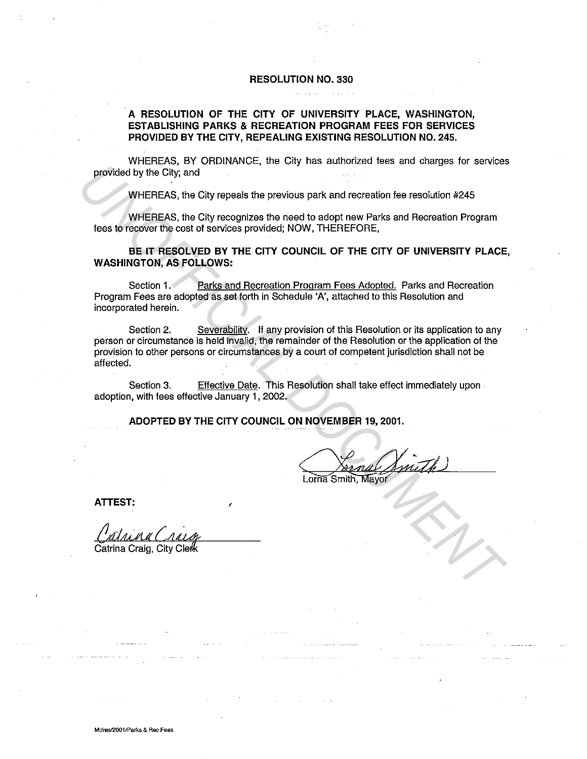# RESOLUTION NO. 330

**A RESOLUTION OF THE CITY OF UNIVERSITY PLACE, WASHINGTON, ESTABLISHING PARKS & RECREATION PROGRAM FEES FOR SERVICES PROVIDED BY THE CITY, REPEALING EXISTING RESOLUTION NO. 245.**

WHEREAS, BY ORDINANCE, the City has authorized fees and charges for services provided by the City; and

WHEREAS, the City repeals the previous park and recreation fee resolution #245

WHEREAS, the City recognizes the need to adopt new Parks and Recreation Program fees to recover the cost of services provided; NOW, THEREFORE,

**BE IT RESOLVED BY THE CITY COUNCIL OF THE CITY OF UNIVERSITY PLACE, WASHINGTON, AS FOLLOWS:**

Section 1. Parks and Recreation Program Fees Adopted. Parks and Recreation Program Fees are adopted as set forth in Schedule 'A', attached to this Resolution and incorporated herein.

Section 2. Severability. If any provision of this Resolution or its application to any person or circumstance is held invalid, the remainder of the Resolution or the application of the provision to other persons or circumstances by a court of competent jurisdiction shall not be affected.

Section 3. Effective Date. This Resolution shall take effect immediately upon adoption, with fees effective January 1, 2002.

**ADOPTED BY THE CITY COUNCIL ON NOVEMBER 19, 2001.**

Lorna Smith, Mayor

**ATTEST:**

Catrina Craig, City Clerk

M:/res/2001/Parks & Rec Fees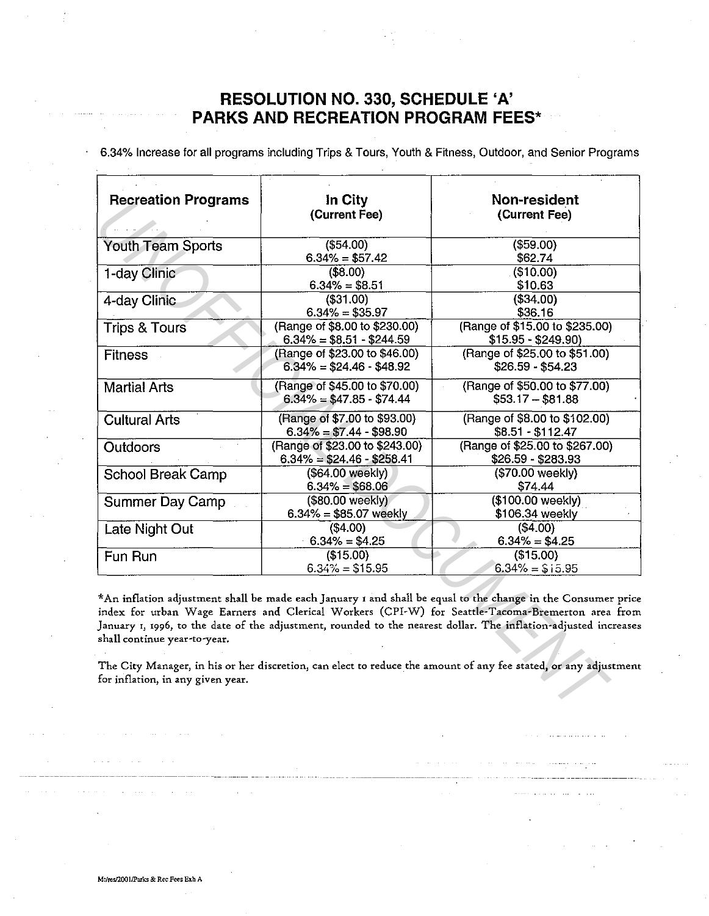# RESOLUTION NO. 330, SCHEDULE 'A'
## PARKS AND RECREATION PROGRAM FEES*

- 6.34% Increase for all programs including Trips & Tours, Youth & Fitness, Outdoor, and Senior Programs

| Recreation Programs | In City (Current Fee) | Non-resident (Current Fee) |
|---|---|---|
| Youth Team Sports | ($54.00) 6.34% = $57.42 | ($59.00) $62.74 |
| 1-day Clinic | ($8.00) 6.34% = $8.51 | ($10.00) $10.63 |
| 4-day Clinic | ($31.00) 6.34% = $35.97 | ($34.00) $36.16 |
| Trips & Tours | (Range of $8.00 to $230.00) 6.34% = $8.51 - $244.59 | (Range of $15.00 to $235.00) $15.95 - $249.90) |
| Fitness | (Range of $23.00 to $46.00) 6.34% = $24.46 - $48.92 | (Range of $25.00 to $51.00) $26.59 - $54.23 |
| Martial Arts | (Range of $45.00 to $70.00) 6.34% = $47.85 - $74.44 | (Range of $50.00 to $77.00) $53.17 – $81.88 |
| Cultural Arts | (Range of $7.00 to $93.00) 6.34% = $7.44 - $98.90 | (Range of $8.00 to $102.00) $8.51 - $112.47 |
| Outdoors | (Range of $23.00 to $243.00) 6.34% = $24.46 - $258.41 | (Range of $25.00 to $267.00) $26.59 - $283.93 |
| School Break Camp | ($64.00 weekly) 6.34% = $68.06 | ($70.00 weekly) $74.44 |
| Summer Day Camp | ($80.00 weekly) 6.34% = $85.07 weekly | ($100.00 weekly) $106.34 weekly |
| Late Night Out | ($4.00) 6.34% = $4.25 | ($4.00) 6.34% = $4.25 |
| Fun Run | ($15.00) 6.34% = $15.95 | ($15.00) 6.34% = $15.95 |

*An inflation adjustment shall be made each January 1 and shall be equal to the change in the Consumer price index for urban Wage Earners and Clerical Workers (CPI-W) for Seattle-Tacoma-Bremerton area from January 1, 1996, to the date of the adjustment, rounded to the nearest dollar. The inflation-adjusted increases shall continue year-to-year.

The City Manager, in his or her discretion, can elect to reduce the amount of any fee stated, or any adjustment for inflation, in any given year.

M:/res/2001/Parks & Rec Fees Exh A